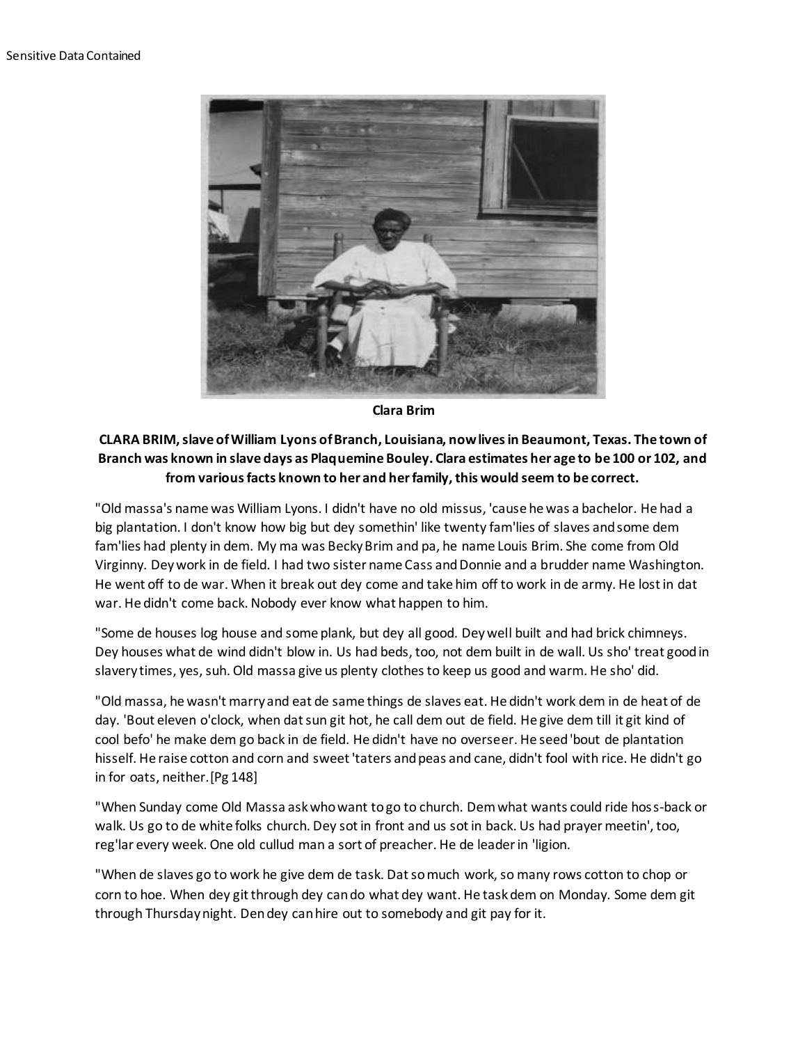Sensitive Data Contained

Clara Brim

**CLARA BRIM, slave of William Lyons of Branch, Louisiana, now lives in Beaumont, Texas. The town of Branch was known in slave days as Plaquemine Bouley. Clara estimates her age to be 100 or 102, and from various facts known to her and her family, this would seem to be correct.**

"Old massa's name was William Lyons. I didn't have no old missus, 'cause he was a bachelor. He had a big plantation. I don't know how big but dey somethin' like twenty fam'lies of slaves and some dem fam'lies had plenty in dem. My ma was Becky Brim and pa, he name Louis Brim. She come from Old Virginny. Dey work in de field. I had two sister name Cass and Donnie and a brudder name Washington. He went off to de war. When it break out dey come and take him off to work in de army. He lost in dat war. He didn't come back. Nobody ever know what happen to him.

"Some de houses log house and some plank, but dey all good. Dey well built and had brick chimneys. Dey houses what de wind didn't blow in. Us had beds, too, not dem built in de wall. Us sho' treat good in slavery times, yes, suh. Old massa give us plenty clothes to keep us good and warm. He sho' did.

"Old massa, he wasn't marry and eat de same things de slaves eat. He didn't work dem in de heat of de day. 'Bout eleven o'clock, when dat sun git hot, he call dem out de field. He give dem till it git kind of cool befo' he make dem go back in de field. He didn't have no overseer. He seed 'bout de plantation hisself. He raise cotton and corn and sweet 'taters and peas and cane, didn't fool with rice. He didn't go in for oats, neither. [Pg 148]

"When Sunday come Old Massa ask who want to go to church. Dem what wants could ride hoss-back or walk. Us go to de white folks church. Dey sot in front and us sot in back. Us had prayer meetin', too, reg'lar every week. One old cullud man a sort of preacher. He de leader in 'ligion.

"When de slaves go to work he give dem de task. Dat so much work, so many rows cotton to chop or corn to hoe. When dey git through dey can do what dey want. He task dem on Monday. Some dem git through Thursday night. Den dey can hire out to somebody and git pay for it.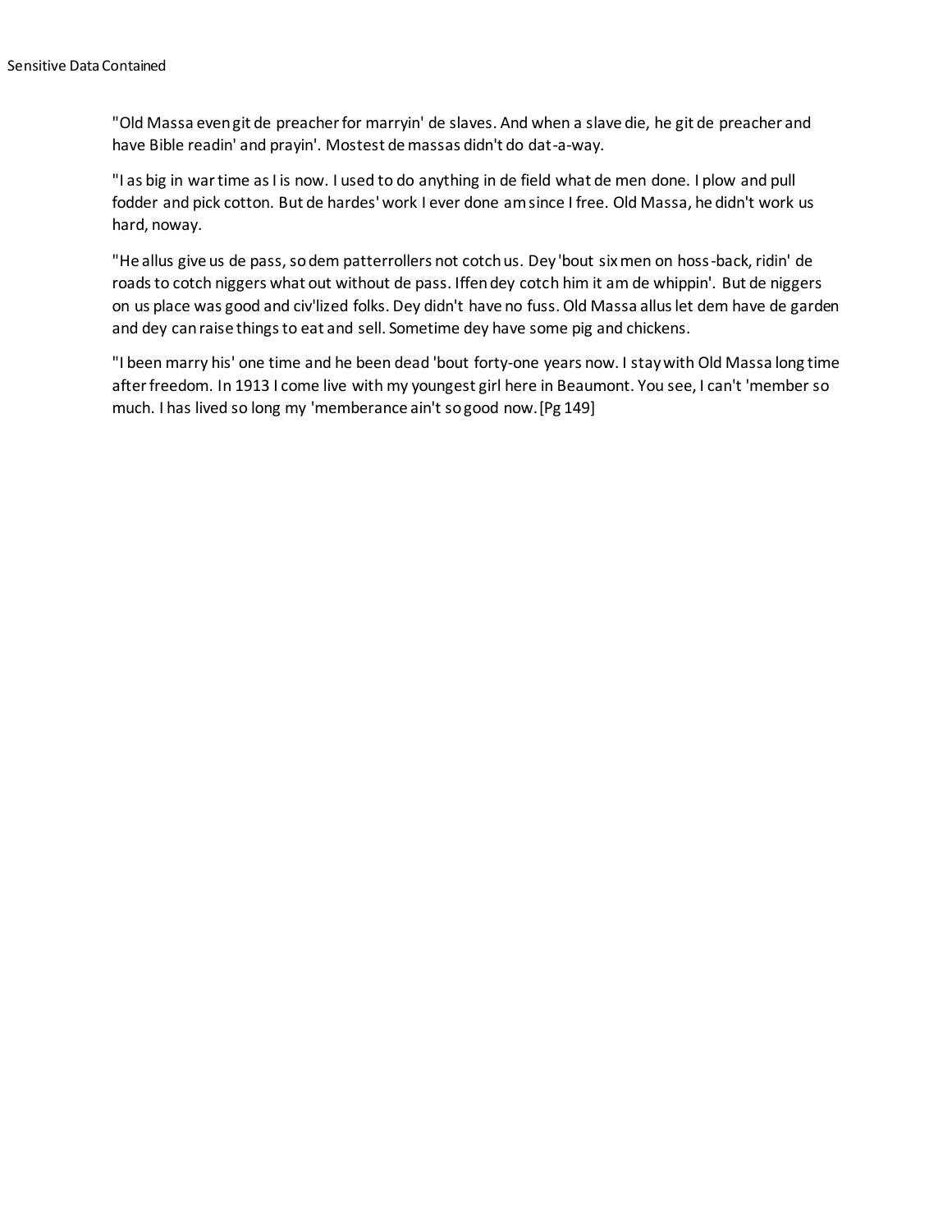"Old Massa even git de preacher for marryin' de slaves. And when a slave die, he git de preacher and have Bible readin' and prayin'. Mostest de massas didn't do dat-a-way.

"I as big in war time as I is now. I used to do anything in de field what de men done. I plow and pull fodder and pick cotton. But de hardes' work I ever done am since I free. Old Massa, he didn't work us hard, noway.

"He allus give us de pass, so dem patterrollers not cotch us. Dey 'bout six men on hoss-back, ridin' de roads to cotch niggers what out without de pass. Iffen dey cotch him it am de whippin'. But de niggers on us place was good and civ'lized folks. Dey didn't have no fuss. Old Massa allus let dem have de garden and dey can raise things to eat and sell. Sometime dey have some pig and chickens.

"I been marry his' one time and he been dead 'bout forty-one years now. I stay with Old Massa long time after freedom. In 1913 I come live with my youngest girl here in Beaumont. You see, I can't 'member so much. I has lived so long my 'memberance ain't so good now. [Pg 149]